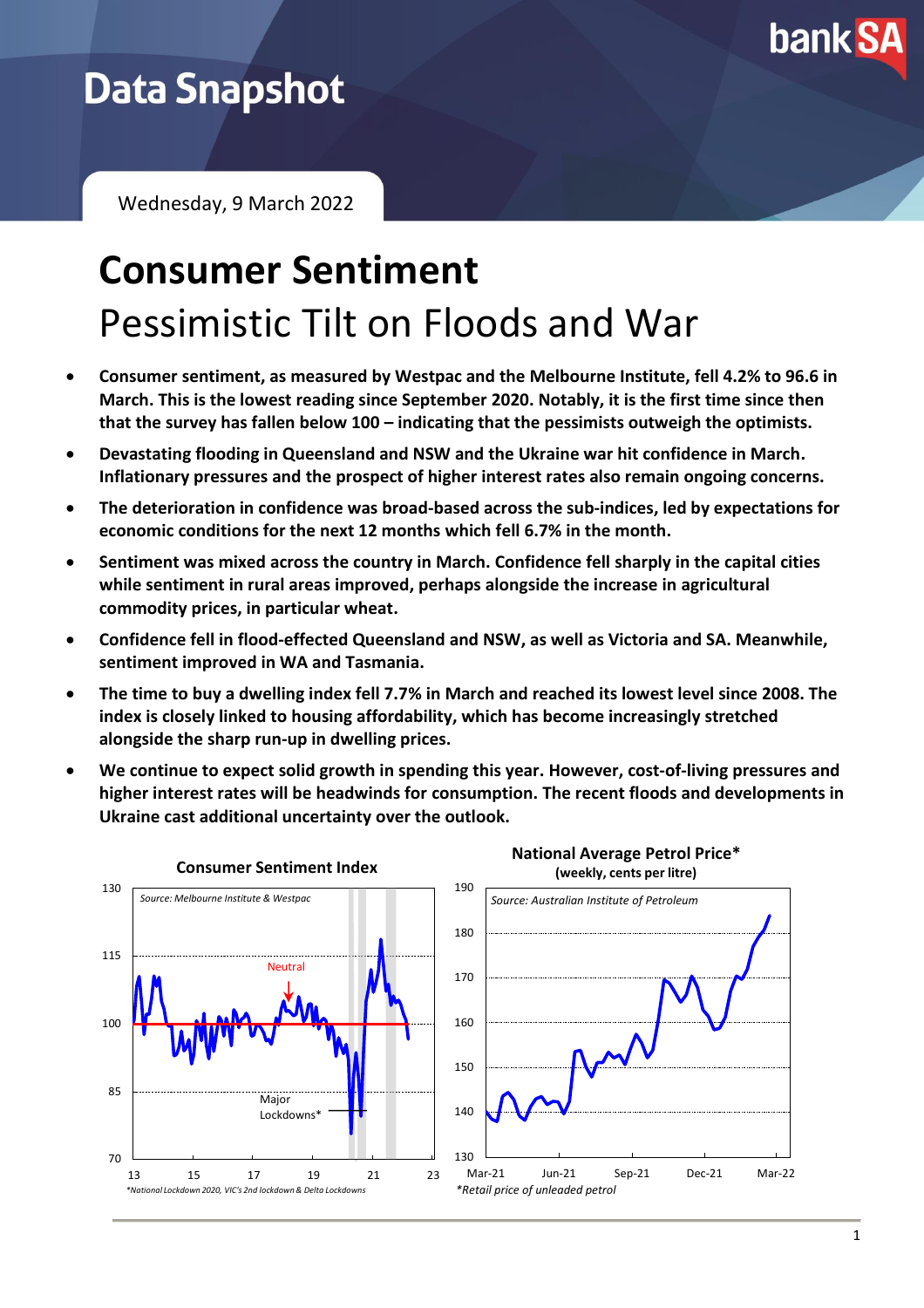bankSA

# Data Snapshot

Wednesday, 9 March 2022

# Consumer Sentiment

## Pessimistic Tilt on Floods and War

- **Consumer sentiment, as measured by Westpac and the Melbourne Institute, fell 4.2% to 96.6 in March. This is the lowest reading since September 2020. Notably, it is the first time since then that the survey has fallen below 100 – indicating that the pessimists outweigh the optimists.**
- **Devastating flooding in Queensland and NSW and the Ukraine war hit confidence in March. Inflationary pressures and the prospect of higher interest rates also remain ongoing concerns.**
- **The deterioration in confidence was broad-based across the sub-indices, led by expectations for economic conditions for the next 12 months which fell 6.7% in the month.**
- **Sentiment was mixed across the country in March. Confidence fell sharply in the capital cities while sentiment in rural areas improved, perhaps alongside the increase in agricultural commodity prices, in particular wheat.**
- **Confidence fell in flood-effected Queensland and NSW, as well as Victoria and SA. Meanwhile, sentiment improved in WA and Tasmania.**
- **The time to buy a dwelling index fell 7.7% in March and reached its lowest level since 2008. The index is closely linked to housing affordability, which has become increasingly stretched alongside the sharp run-up in dwelling prices.**
- **We continue to expect solid growth in spending this year. However, cost-of-living pressures and higher interest rates will be headwinds for consumption. The recent floods and developments in Ukraine cast additional uncertainty over the outlook.**

**Consumer Sentiment Index**

Source: Melbourne Institute & Westpac

130
115
100
85
70

13 15 17 19 21 23

Neutral

Major Lockdowns*

*National Lockdown 2020, VIC's 2nd lockdown & Delta Lockdowns

**National Average Petrol Price***
**(weekly, cents per litre)**

Source: Australian Institute of Petroleum

190
180
170
160
150
140
130

Mar-21 Jun-21 Sep-21 Dec-21 Mar-22

*Retail price of unleaded petrol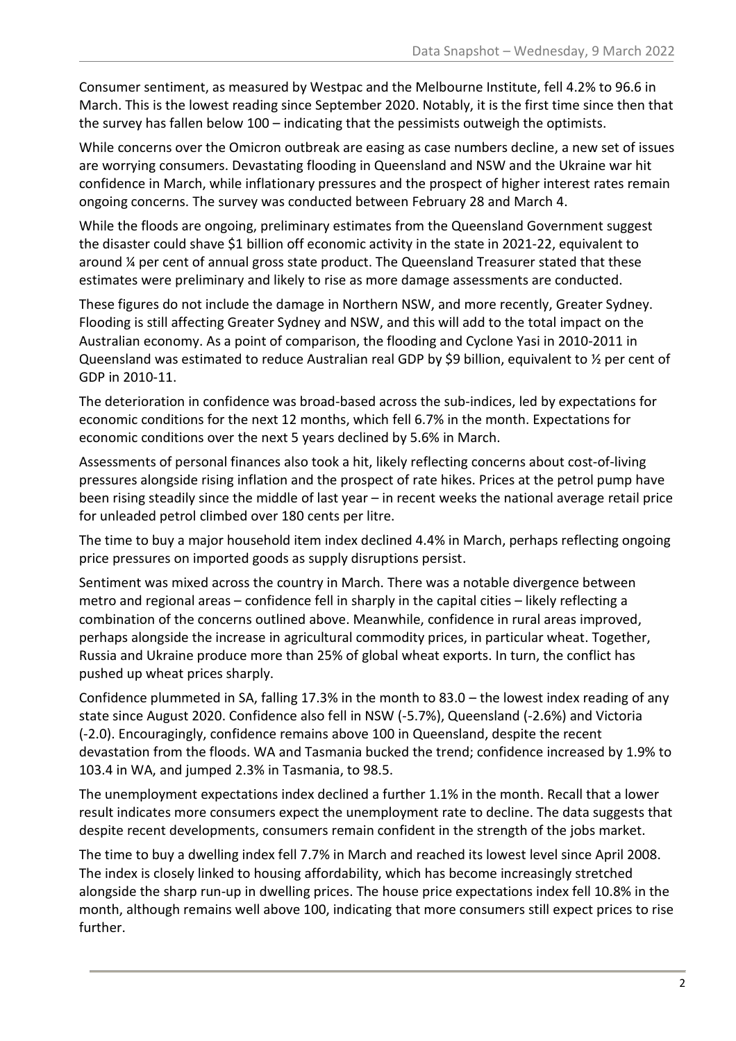Consumer sentiment, as measured by Westpac and the Melbourne Institute, fell 4.2% to 96.6 in March. This is the lowest reading since September 2020. Notably, it is the first time since then that the survey has fallen below 100 – indicating that the pessimists outweigh the optimists.

While concerns over the Omicron outbreak are easing as case numbers decline, a new set of issues are worrying consumers. Devastating flooding in Queensland and NSW and the Ukraine war hit confidence in March, while inflationary pressures and the prospect of higher interest rates remain ongoing concerns. The survey was conducted between February 28 and March 4.

While the floods are ongoing, preliminary estimates from the Queensland Government suggest the disaster could shave $1 billion off economic activity in the state in 2021-22, equivalent to around ¼ per cent of annual gross state product. The Queensland Treasurer stated that these estimates were preliminary and likely to rise as more damage assessments are conducted.

These figures do not include the damage in Northern NSW, and more recently, Greater Sydney. Flooding is still affecting Greater Sydney and NSW, and this will add to the total impact on the Australian economy. As a point of comparison, the flooding and Cyclone Yasi in 2010-2011 in Queensland was estimated to reduce Australian real GDP by $9 billion, equivalent to ½ per cent of GDP in 2010-11.

The deterioration in confidence was broad-based across the sub-indices, led by expectations for economic conditions for the next 12 months, which fell 6.7% in the month. Expectations for economic conditions over the next 5 years declined by 5.6% in March.

Assessments of personal finances also took a hit, likely reflecting concerns about cost-of-living pressures alongside rising inflation and the prospect of rate hikes. Prices at the petrol pump have been rising steadily since the middle of last year – in recent weeks the national average retail price for unleaded petrol climbed over 180 cents per litre.

The time to buy a major household item index declined 4.4% in March, perhaps reflecting ongoing price pressures on imported goods as supply disruptions persist.

Sentiment was mixed across the country in March. There was a notable divergence between metro and regional areas – confidence fell in sharply in the capital cities – likely reflecting a combination of the concerns outlined above. Meanwhile, confidence in rural areas improved, perhaps alongside the increase in agricultural commodity prices, in particular wheat. Together, Russia and Ukraine produce more than 25% of global wheat exports. In turn, the conflict has pushed up wheat prices sharply.

Confidence plummeted in SA, falling 17.3% in the month to 83.0 – the lowest index reading of any state since August 2020. Confidence also fell in NSW (-5.7%), Queensland (-2.6%) and Victoria (-2.0). Encouragingly, confidence remains above 100 in Queensland, despite the recent devastation from the floods. WA and Tasmania bucked the trend; confidence increased by 1.9% to 103.4 in WA, and jumped 2.3% in Tasmania, to 98.5.

The unemployment expectations index declined a further 1.1% in the month. Recall that a lower result indicates more consumers expect the unemployment rate to decline. The data suggests that despite recent developments, consumers remain confident in the strength of the jobs market.

The time to buy a dwelling index fell 7.7% in March and reached its lowest level since April 2008. The index is closely linked to housing affordability, which has become increasingly stretched alongside the sharp run-up in dwelling prices. The house price expectations index fell 10.8% in the month, although remains well above 100, indicating that more consumers still expect prices to rise further.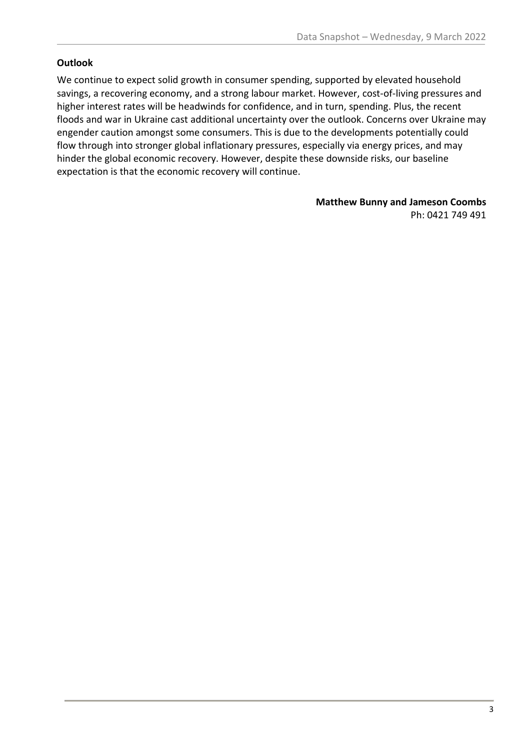**Outlook**

We continue to expect solid growth in consumer spending, supported by elevated household savings, a recovering economy, and a strong labour market. However, cost-of-living pressures and higher interest rates will be headwinds for confidence, and in turn, spending. Plus, the recent floods and war in Ukraine cast additional uncertainty over the outlook. Concerns over Ukraine may engender caution amongst some consumers. This is due to the developments potentially could flow through into stronger global inflationary pressures, especially via energy prices, and may hinder the global economic recovery. However, despite these downside risks, our baseline expectation is that the economic recovery will continue.

**Matthew Bunny and Jameson Coombs**
Ph: 0421 749 491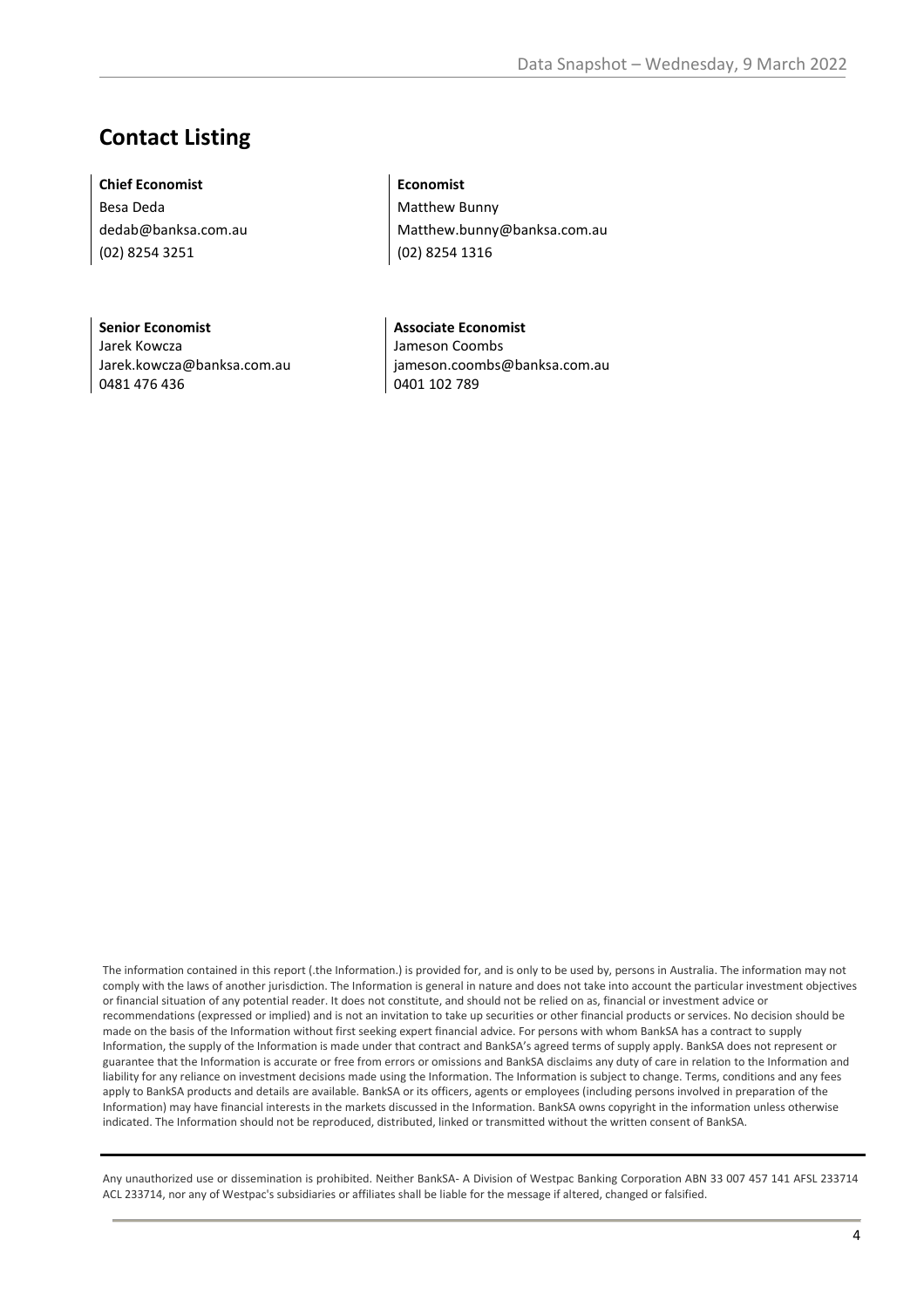## Contact Listing

**Chief Economist**
Besa Deda
dedab@banksa.com.au
(02) 8254 3251

**Economist**
Matthew Bunny
Matthew.bunny@banksa.com.au
(02) 8254 1316

**Senior Economist**
Jarek Kowcza
Jarek.kowcza@banksa.com.au
0481 476 436

**Associate Economist**
Jameson Coombs
jameson.coombs@banksa.com.au
0401 102 789

The information contained in this report (.the Information.) is provided for, and is only to be used by, persons in Australia. The information may not comply with the laws of another jurisdiction. The Information is general in nature and does not take into account the particular investment objectives or financial situation of any potential reader. It does not constitute, and should not be relied on as, financial or investment advice or recommendations (expressed or implied) and is not an invitation to take up securities or other financial products or services. No decision should be made on the basis of the Information without first seeking expert financial advice. For persons with whom BankSA has a contract to supply Information, the supply of the Information is made under that contract and BankSA's agreed terms of supply apply. BankSA does not represent or guarantee that the Information is accurate or free from errors or omissions and BankSA disclaims any duty of care in relation to the Information and liability for any reliance on investment decisions made using the Information. The Information is subject to change. Terms, conditions and any fees apply to BankSA products and details are available. BankSA or its officers, agents or employees (including persons involved in preparation of the Information) may have financial interests in the markets discussed in the Information. BankSA owns copyright in the information unless otherwise indicated. The Information should not be reproduced, distributed, linked or transmitted without the written consent of BankSA.

Any unauthorized use or dissemination is prohibited. Neither BankSA- A Division of Westpac Banking Corporation ABN 33 007 457 141 AFSL 233714 ACL 233714, nor any of Westpac's subsidiaries or affiliates shall be liable for the message if altered, changed or falsified.